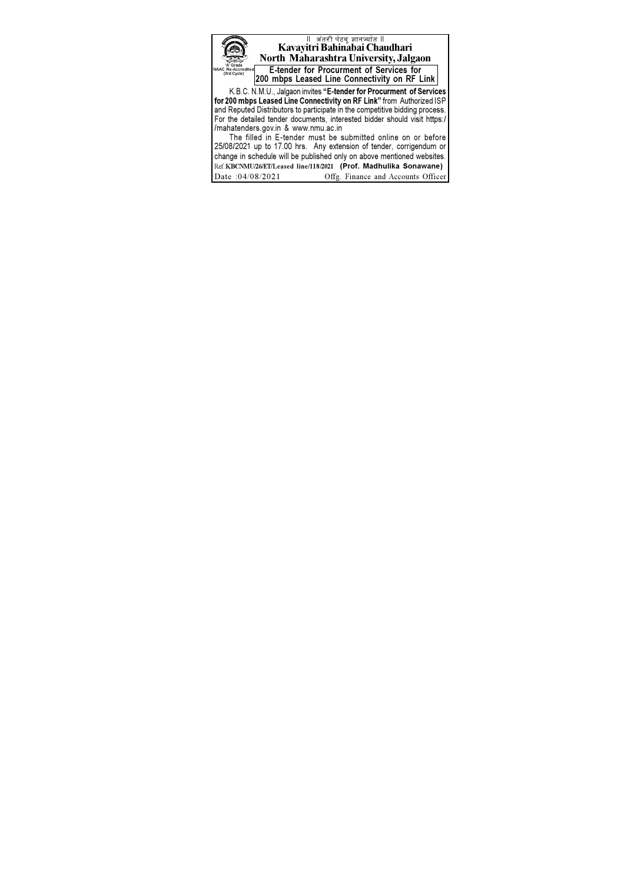|| अंतरी पेटवू ज्ञानज्योत ||

# Kavayitri Bahinabai Chaudhari North Maharashtra University, Jalgaon

'A' Grade
NAAC Re-Accredited
(3rd Cycle)

## E-tender for Procurment of Services for 200 mbps Leased Line Connectivity on RF Link

K.B.C. N.M.U., Jalgaon invites **"E-tender for Procurment of Services for 200 mbps Leased Line Connectivity on RF Link"** from Authorized ISP and Reputed Distributors to participate in the competitive bidding process. For the detailed tender documents, interested bidder should visit https://mahatenders.gov.in & www.nmu.ac.in

The filled in E-tender must be submitted online on or before 25/08/2021 up to 17.00 hrs. Any extension of tender, corrigendum or change in schedule will be published only on above mentioned websites.

Ref.:**KBCNMU/26/ET/Leased line/118/2021** **(Prof. Madhulika Sonawane)**

Date :04/08/2021 Offg. Finance and Accounts Officer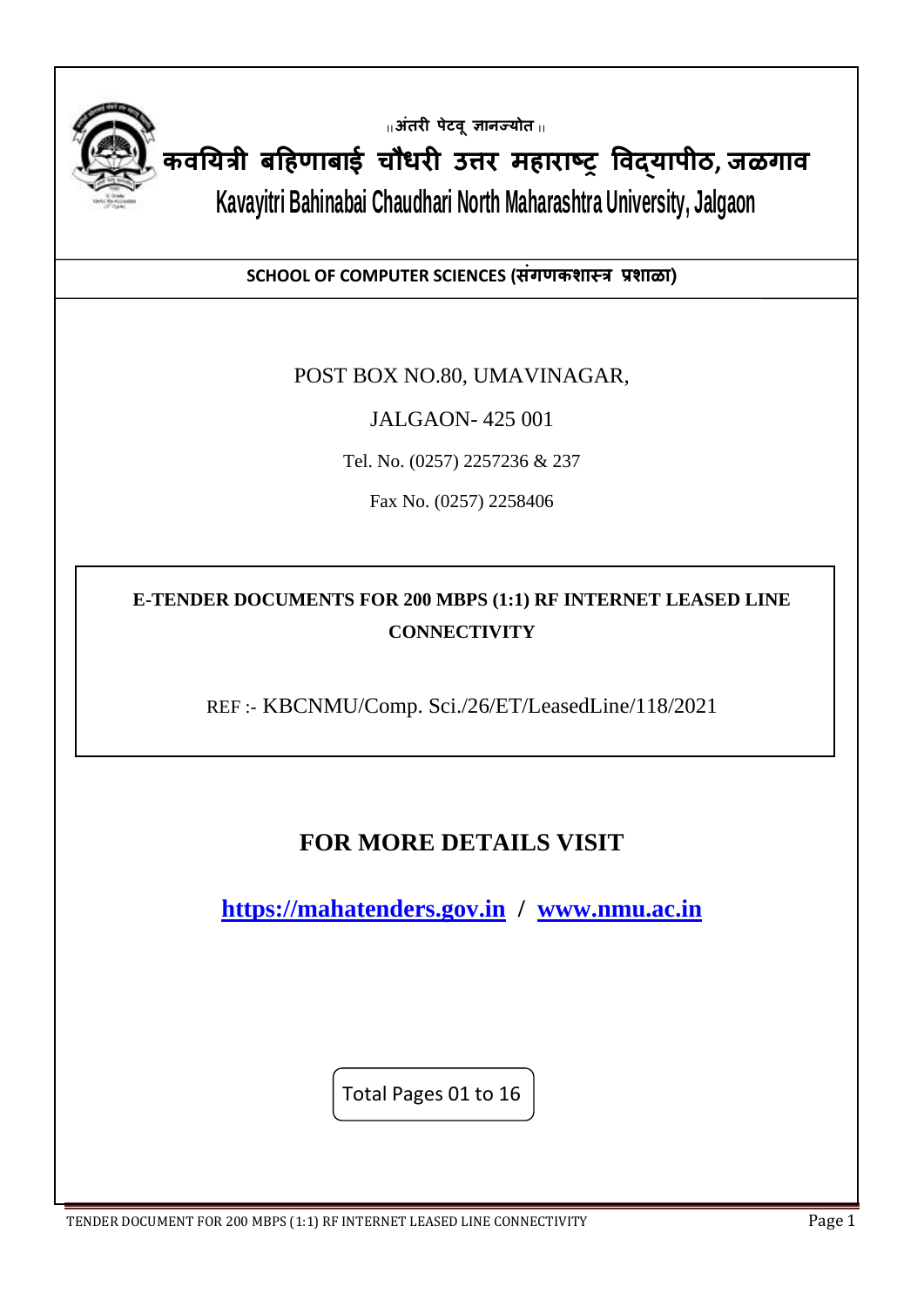॥ अंतरी पेटवू ज्ञानज्योत ॥

# कवयित्री बहिणाबाई चौधरी उत्तर महाराष्ट्र विद्यापीठ, जळगाव

# Kavayitri Bahinabai Chaudhari North Maharashtra University, Jalgaon

**SCHOOL OF COMPUTER SCIENCES (संगणकशास्त्र प्रशाळा)**

POST BOX NO.80, UMAVINAGAR,

JALGAON- 425 001

Tel. No. (0257) 2257236 & 237

Fax No. (0257) 2258406

**E-TENDER DOCUMENTS FOR 200 MBPS (1:1) RF INTERNET LEASED LINE CONNECTIVITY**

REF :- KBCNMU/Comp. Sci./26/ET/LeasedLine/118/2021

## FOR MORE DETAILS VISIT

**https://mahatenders.gov.in / www.nmu.ac.in**

Total Pages 01 to 16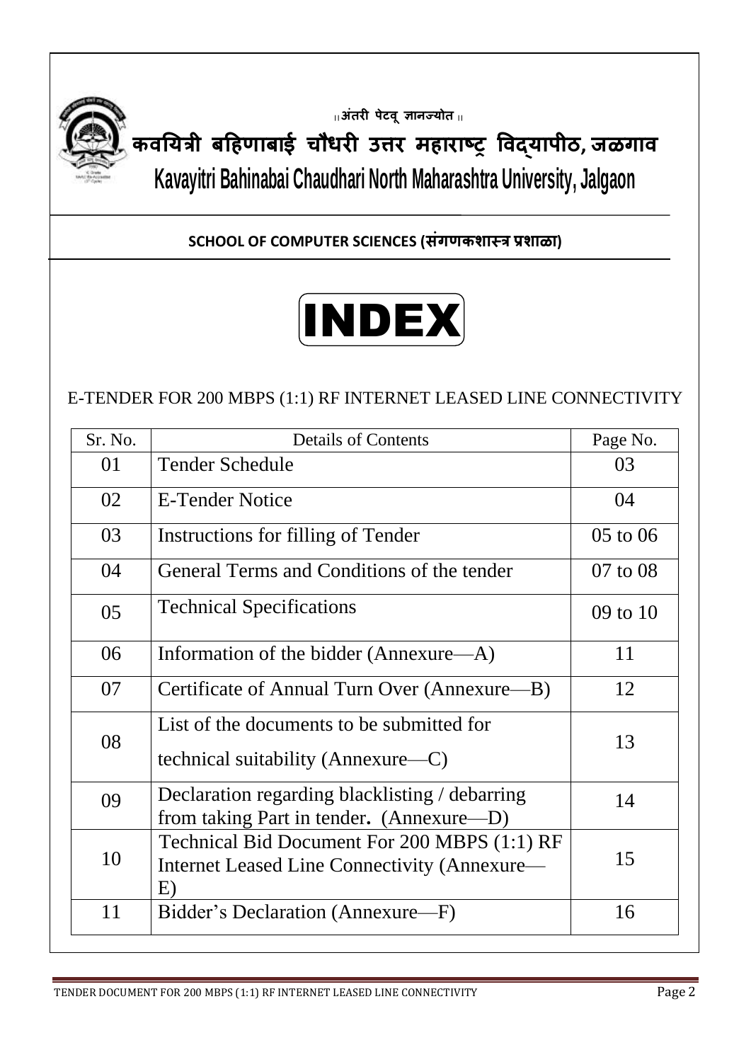॥अंतरी पेटवू ज्ञानज्योत॥

# कवयित्री बहिणाबाई चौधरी उत्तर महाराष्ट्र विद्यापीठ, जळगाव

# Kavayitri Bahinabai Chaudhari North Maharashtra University, Jalgaon

**SCHOOL OF COMPUTER SCIENCES (संगणकशास्त्र प्रशाळा)**

# INDEX

E-TENDER FOR 200 MBPS (1:1) RF INTERNET LEASED LINE CONNECTIVITY

| Sr. No. | Details of Contents | Page No. |
|---|---|---|
| 01 | Tender Schedule | 03 |
| 02 | E-Tender Notice | 04 |
| 03 | Instructions for filling of Tender | 05 to 06 |
| 04 | General Terms and Conditions of the tender | 07 to 08 |
| 05 | Technical Specifications | 09 to 10 |
| 06 | Information of the bidder (Annexure—A) | 11 |
| 07 | Certificate of Annual Turn Over (Annexure—B) | 12 |
| 08 | List of the documents to be submitted for technical suitability (Annexure—C) | 13 |
| 09 | Declaration regarding blacklisting / debarring from taking Part in tender. (Annexure—D) | 14 |
| 10 | Technical Bid Document For 200 MBPS (1:1) RF Internet Leased Line Connectivity (Annexure—E) | 15 |
| 11 | Bidder's Declaration (Annexure—F) | 16 |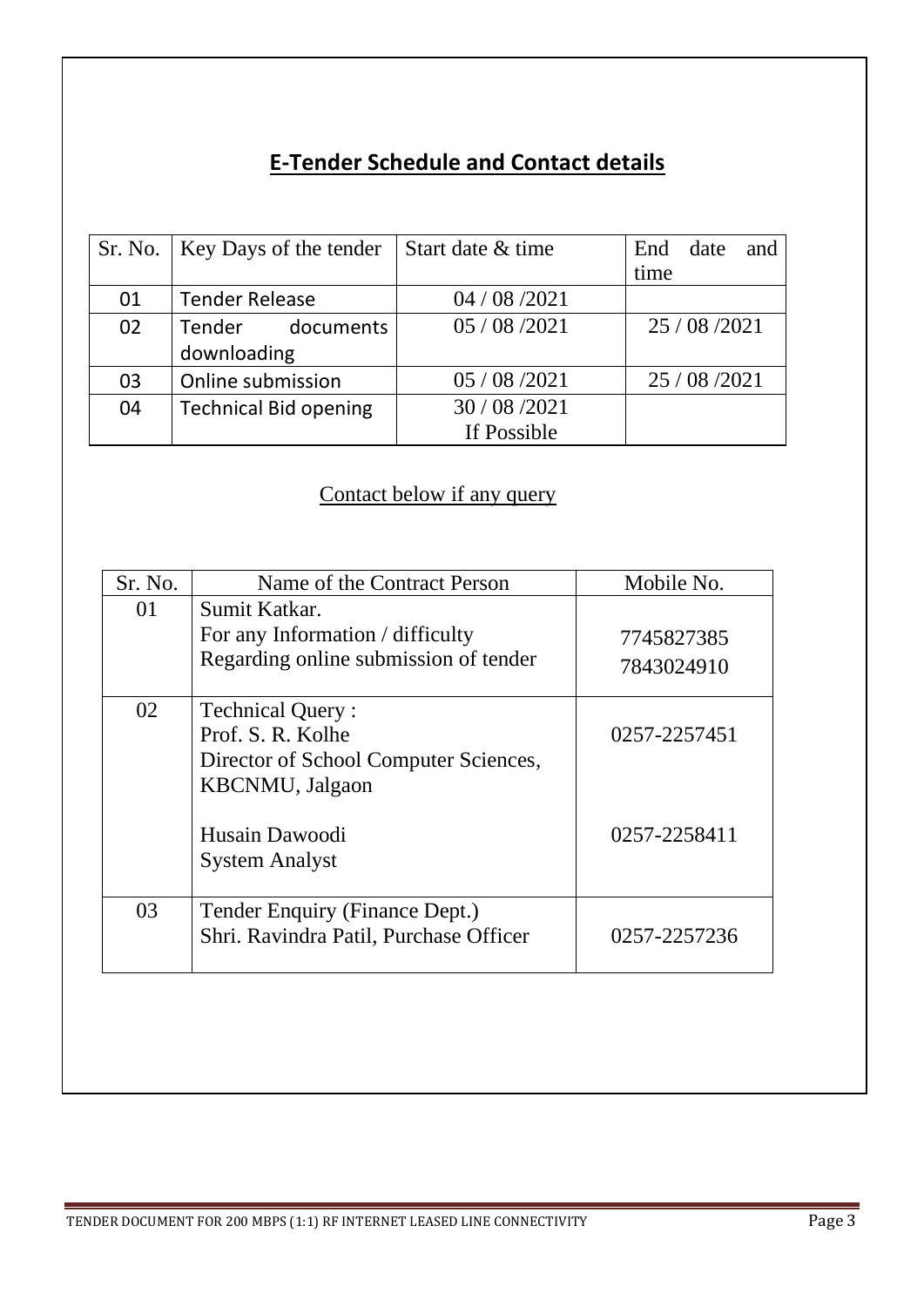## E-Tender Schedule and Contact details

| Sr. No. | Key Days of the tender | Start date & time | End date and time |
|---|---|---|---|
| 01 | Tender Release | 04 / 08 /2021 | |
| 02 | Tender documents downloading | 05 / 08 /2021 | 25 / 08 /2021 |
| 03 | Online submission | 05 / 08 /2021 | 25 / 08 /2021 |
| 04 | Technical Bid opening | 30 / 08 /2021 If Possible | |

Contact below if any query

| Sr. No. | Name of the Contract Person | Mobile No. |
|---|---|---|
| 01 | Sumit Katkar.<br>For any Information / difficulty<br>Regarding online submission of tender | 7745827385<br>7843024910 |
| 02 | Technical Query :<br>Prof. S. R. Kolhe<br>Director of School Computer Sciences, KBCNMU, Jalgaon<br><br>Husain Dawoodi<br>System Analyst | 0257-2257451<br><br><br><br>0257-2258411 |
| 03 | Tender Enquiry (Finance Dept.)<br>Shri. Ravindra Patil, Purchase Officer | 0257-2257236 |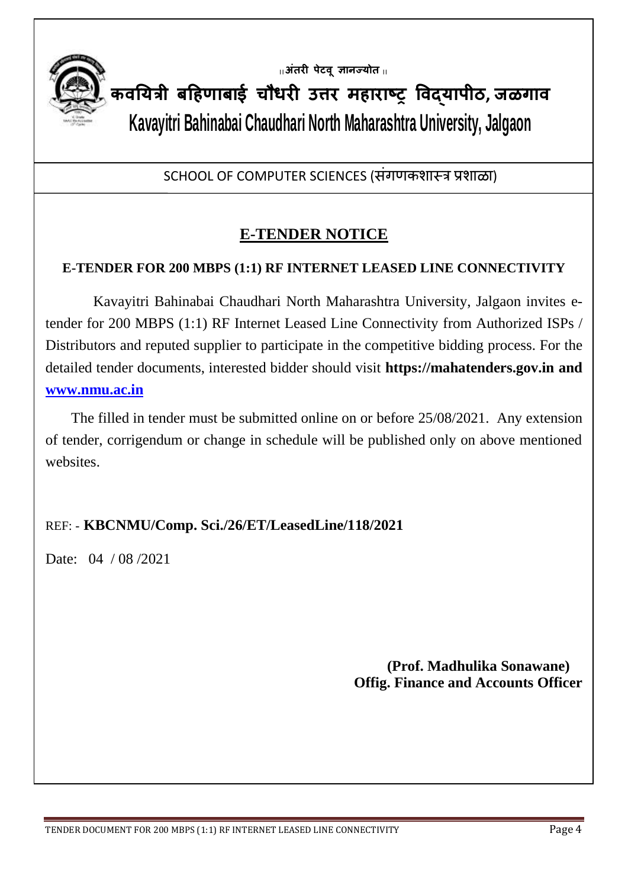॥ अंतरी पेटवू ज्ञानज्योत ॥

# कवयित्री बहिणाबाई चौधरी उत्तर महाराष्ट्र विद्यापीठ, जळगाव

# Kavayitri Bahinabai Chaudhari North Maharashtra University, Jalgaon

SCHOOL OF COMPUTER SCIENCES (संगणकशास्त्र प्रशाळा)

## E-TENDER NOTICE

**E-TENDER FOR 200 MBPS (1:1) RF INTERNET LEASED LINE CONNECTIVITY**

Kavayitri Bahinabai Chaudhari North Maharashtra University, Jalgaon invites e-tender for 200 MBPS (1:1) RF Internet Leased Line Connectivity from Authorized ISPs / Distributors and reputed supplier to participate in the competitive bidding process. For the detailed tender documents, interested bidder should visit **https://mahatenders.gov.in and [www.nmu.ac.in](http://www.nmu.ac.in)**

The filled in tender must be submitted online on or before 25/08/2021. Any extension of tender, corrigendum or change in schedule will be published only on above mentioned websites.

REF: - **KBCNMU/Comp. Sci./26/ET/LeasedLine/118/2021**

Date: 04 / 08 /2021

**(Prof. Madhulika Sonawane)**
**Offig. Finance and Accounts Officer**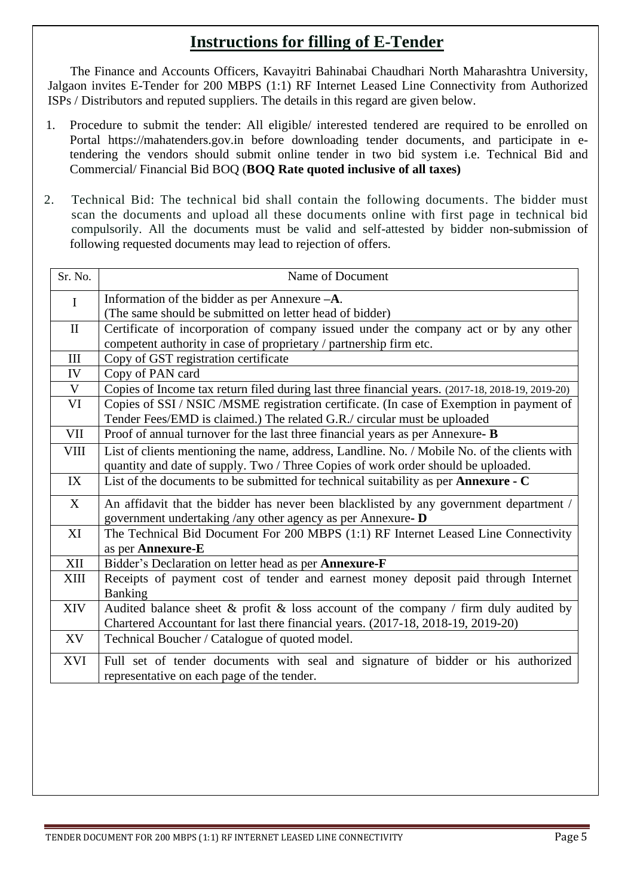# Instructions for filling of E-Tender

The Finance and Accounts Officers, Kavayitri Bahinabai Chaudhari North Maharashtra University, Jalgaon invites E-Tender for 200 MBPS (1:1) RF Internet Leased Line Connectivity from Authorized ISPs / Distributors and reputed suppliers. The details in this regard are given below.

1. Procedure to submit the tender: All eligible/ interested tendered are required to be enrolled on Portal https://mahatenders.gov.in before downloading tender documents, and participate in e-tendering the vendors should submit online tender in two bid system i.e. Technical Bid and Commercial/ Financial Bid BOQ (**BOQ Rate quoted inclusive of all taxes)**

2. Technical Bid: The technical bid shall contain the following documents. The bidder must scan the documents and upload all these documents online with first page in technical bid compulsorily. All the documents must be valid and self-attested by bidder non-submission of following requested documents may lead to rejection of offers.

| Sr. No. | Name of Document |
|---|---|
| I | Information of the bidder as per Annexure –**A**. (The same should be submitted on letter head of bidder) |
| II | Certificate of incorporation of company issued under the company act or by any other competent authority in case of proprietary / partnership firm etc. |
| III | Copy of GST registration certificate |
| IV | Copy of PAN card |
| V | Copies of Income tax return filed during last three financial years. (2017-18, 2018-19, 2019-20) |
| VI | Copies of SSI / NSIC /MSME registration certificate. (In case of Exemption in payment of Tender Fees/EMD is claimed.) The related G.R./ circular must be uploaded |
| VII | Proof of annual turnover for the last three financial years as per Annexure- **B** |
| VIII | List of clients mentioning the name, address, Landline. No. / Mobile No. of the clients with quantity and date of supply. Two / Three Copies of work order should be uploaded. |
| IX | List of the documents to be submitted for technical suitability as per **Annexure - C** |
| X | An affidavit that the bidder has never been blacklisted by any government department / government undertaking /any other agency as per Annexure**- D** |
| XI | The Technical Bid Document For 200 MBPS (1:1) RF Internet Leased Line Connectivity as per **Annexure-E** |
| XII | Bidder's Declaration on letter head as per **Annexure-F** |
| XIII | Receipts of payment cost of tender and earnest money deposit paid through Internet Banking |
| XIV | Audited balance sheet & profit & loss account of the company / firm duly audited by Chartered Accountant for last there financial years. (2017-18, 2018-19, 2019-20) |
| XV | Technical Boucher / Catalogue of quoted model. |
| XVI | Full set of tender documents with seal and signature of bidder or his authorized representative on each page of the tender. |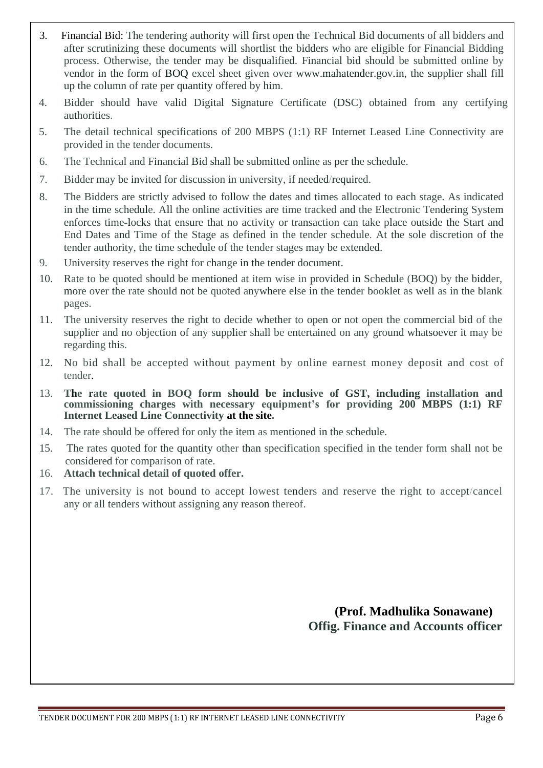3. Financial Bid: The tendering authority will first open the Technical Bid documents of all bidders and after scrutinizing these documents will shortlist the bidders who are eligible for Financial Bidding process. Otherwise, the tender may be disqualified. Financial bid should be submitted online by vendor in the form of BOQ excel sheet given over www.mahatender.gov.in, the supplier shall fill up the column of rate per quantity offered by him.
4. Bidder should have valid Digital Signature Certificate (DSC) obtained from any certifying authorities.
5. The detail technical specifications of 200 MBPS (1:1) RF Internet Leased Line Connectivity are provided in the tender documents.
6. The Technical and Financial Bid shall be submitted online as per the schedule.
7. Bidder may be invited for discussion in university, if needed/required.
8. The Bidders are strictly advised to follow the dates and times allocated to each stage. As indicated in the time schedule. All the online activities are time tracked and the Electronic Tendering System enforces time-locks that ensure that no activity or transaction can take place outside the Start and End Dates and Time of the Stage as defined in the tender schedule. At the sole discretion of the tender authority, the time schedule of the tender stages may be extended.
9. University reserves the right for change in the tender document.
10. Rate to be quoted should be mentioned at item wise in provided in Schedule (BOQ) by the bidder, more over the rate should not be quoted anywhere else in the tender booklet as well as in the blank pages.
11. The university reserves the right to decide whether to open or not open the commercial bid of the supplier and no objection of any supplier shall be entertained on any ground whatsoever it may be regarding this.
12. No bid shall be accepted without payment by online earnest money deposit and cost of tender.
13. **The rate quoted in BOQ form should be inclusive of GST, including installation and commissioning charges with necessary equipment's for providing 200 MBPS (1:1) RF Internet Leased Line Connectivity at the site.**
14. The rate should be offered for only the item as mentioned in the schedule.
15. The rates quoted for the quantity other than specification specified in the tender form shall not be considered for comparison of rate.
16. **Attach technical detail of quoted offer.**
17. The university is not bound to accept lowest tenders and reserve the right to accept/cancel any or all tenders without assigning any reason thereof.

**(Prof. Madhulika Sonawane)**
**Offig. Finance and Accounts officer**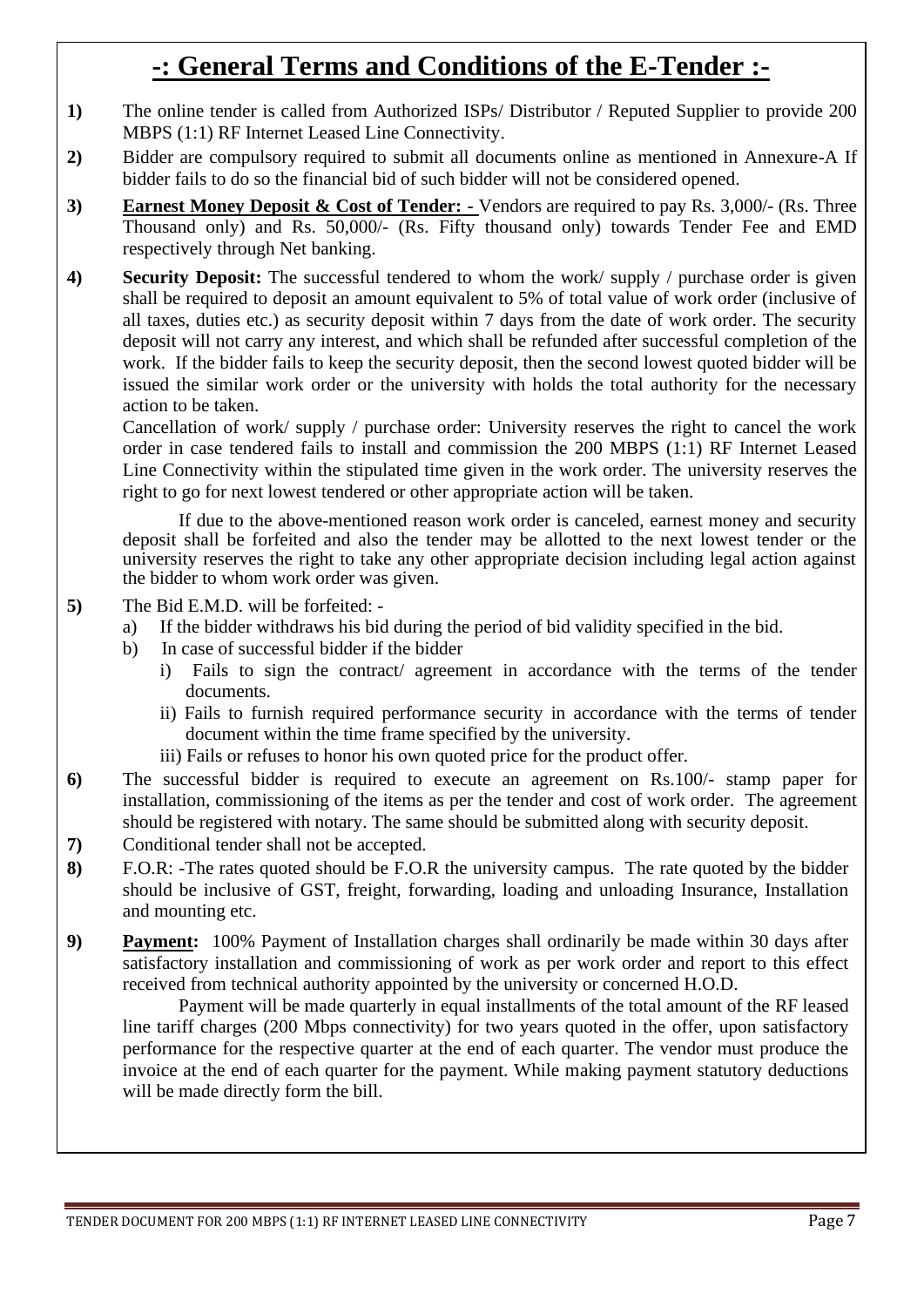# -: General Terms and Conditions of the E-Tender :-

**1)** The online tender is called from Authorized ISPs/ Distributor / Reputed Supplier to provide 200 MBPS (1:1) RF Internet Leased Line Connectivity.

**2)** Bidder are compulsory required to submit all documents online as mentioned in Annexure-A If bidder fails to do so the financial bid of such bidder will not be considered opened.

**3)** **<u>Earnest Money Deposit & Cost of Tender: -</u>** Vendors are required to pay Rs. 3,000/- (Rs. Three Thousand only) and Rs. 50,000/- (Rs. Fifty thousand only) towards Tender Fee and EMD respectively through Net banking.

**4)** **Security Deposit:** The successful tendered to whom the work/ supply / purchase order is given shall be required to deposit an amount equivalent to 5% of total value of work order (inclusive of all taxes, duties etc.) as security deposit within 7 days from the date of work order. The security deposit will not carry any interest, and which shall be refunded after successful completion of the work. If the bidder fails to keep the security deposit, then the second lowest quoted bidder will be issued the similar work order or the university with holds the total authority for the necessary action to be taken.

Cancellation of work/ supply / purchase order: University reserves the right to cancel the work order in case tendered fails to install and commission the 200 MBPS (1:1) RF Internet Leased Line Connectivity within the stipulated time given in the work order. The university reserves the right to go for next lowest tendered or other appropriate action will be taken.

If due to the above-mentioned reason work order is canceled, earnest money and security deposit shall be forfeited and also the tender may be allotted to the next lowest tender or the university reserves the right to take any other appropriate decision including legal action against the bidder to whom work order was given.

**5)** The Bid E.M.D. will be forfeited: -

a) If the bidder withdraws his bid during the period of bid validity specified in the bid.

b) In case of successful bidder if the bidder

i) Fails to sign the contract/ agreement in accordance with the terms of the tender documents.

ii) Fails to furnish required performance security in accordance with the terms of tender document within the time frame specified by the university.

iii) Fails or refuses to honor his own quoted price for the product offer.

**6)** The successful bidder is required to execute an agreement on Rs.100/- stamp paper for installation, commissioning of the items as per the tender and cost of work order. The agreement should be registered with notary. The same should be submitted along with security deposit.

**7)** Conditional tender shall not be accepted.

**8)** F.O.R: -The rates quoted should be F.O.R the university campus. The rate quoted by the bidder should be inclusive of GST, freight, forwarding, loading and unloading Insurance, Installation and mounting etc.

**9)** **<u>Payment</u>:** 100% Payment of Installation charges shall ordinarily be made within 30 days after satisfactory installation and commissioning of work as per work order and report to this effect received from technical authority appointed by the university or concerned H.O.D.

Payment will be made quarterly in equal installments of the total amount of the RF leased line tariff charges (200 Mbps connectivity) for two years quoted in the offer, upon satisfactory performance for the respective quarter at the end of each quarter. The vendor must produce the invoice at the end of each quarter for the payment. While making payment statutory deductions will be made directly form the bill.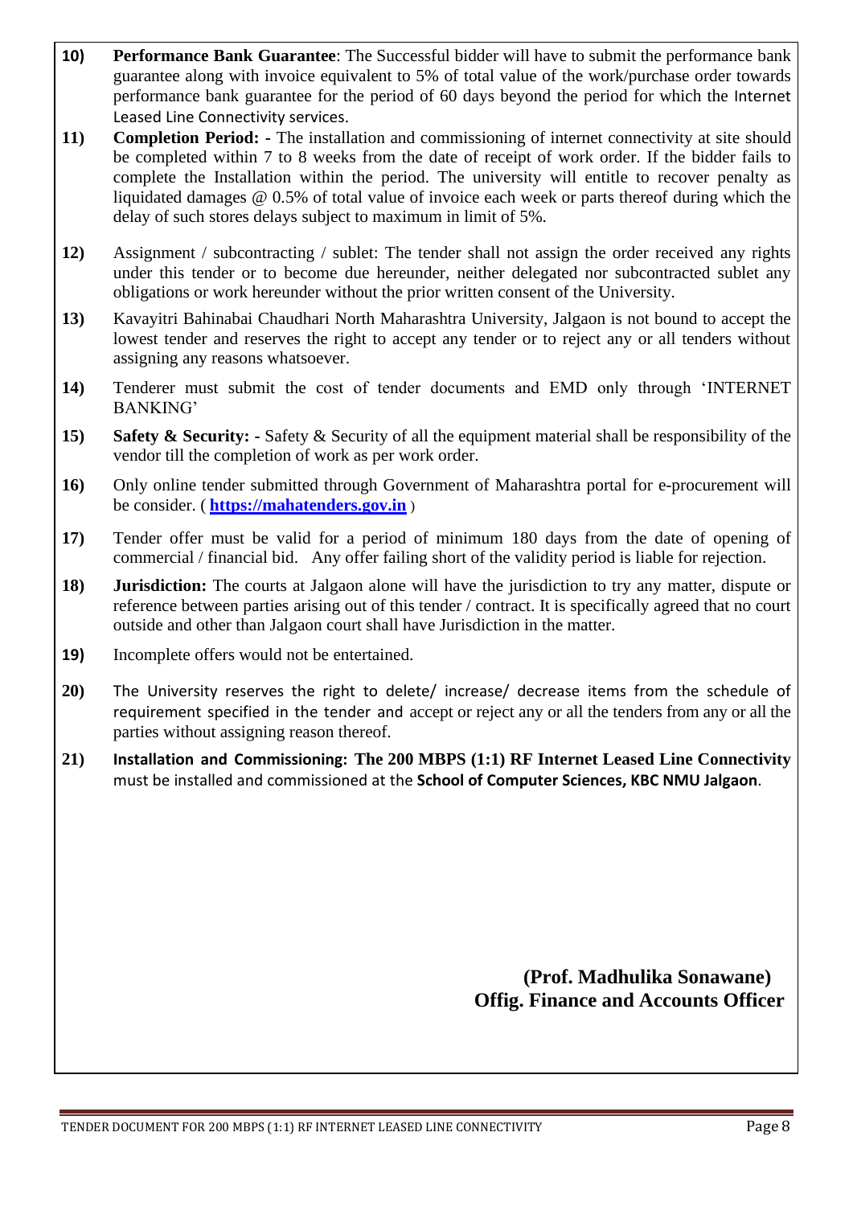**10)** **Performance Bank Guarantee**: The Successful bidder will have to submit the performance bank guarantee along with invoice equivalent to 5% of total value of the work/purchase order towards performance bank guarantee for the period of 60 days beyond the period for which the Internet Leased Line Connectivity services.

**11)** **Completion Period: -** The installation and commissioning of internet connectivity at site should be completed within 7 to 8 weeks from the date of receipt of work order. If the bidder fails to complete the Installation within the period. The university will entitle to recover penalty as liquidated damages @ 0.5% of total value of invoice each week or parts thereof during which the delay of such stores delays subject to maximum in limit of 5%.

**12)** Assignment / subcontracting / sublet: The tender shall not assign the order received any rights under this tender or to become due hereunder, neither delegated nor subcontracted sublet any obligations or work hereunder without the prior written consent of the University.

**13)** Kavayitri Bahinabai Chaudhari North Maharashtra University, Jalgaon is not bound to accept the lowest tender and reserves the right to accept any tender or to reject any or all tenders without assigning any reasons whatsoever.

**14)** Tenderer must submit the cost of tender documents and EMD only through 'INTERNET BANKING'

**15)** **Safety & Security: -** Safety & Security of all the equipment material shall be responsibility of the vendor till the completion of work as per work order.

**16)** Only online tender submitted through Government of Maharashtra portal for e-procurement will be consider. ( **https://mahatenders.gov.in** )

**17)** Tender offer must be valid for a period of minimum 180 days from the date of opening of commercial / financial bid. Any offer failing short of the validity period is liable for rejection.

**18)** **Jurisdiction:** The courts at Jalgaon alone will have the jurisdiction to try any matter, dispute or reference between parties arising out of this tender / contract. It is specifically agreed that no court outside and other than Jalgaon court shall have Jurisdiction in the matter.

**19)** Incomplete offers would not be entertained.

**20)** The University reserves the right to delete/ increase/ decrease items from the schedule of requirement specified in the tender and accept or reject any or all the tenders from any or all the parties without assigning reason thereof.

**21)** **Installation and Commissioning: The 200 MBPS (1:1) RF Internet Leased Line Connectivity** must be installed and commissioned at the **School of Computer Sciences, KBC NMU Jalgaon**.

**(Prof. Madhulika Sonawane)**
**Offig. Finance and Accounts Officer**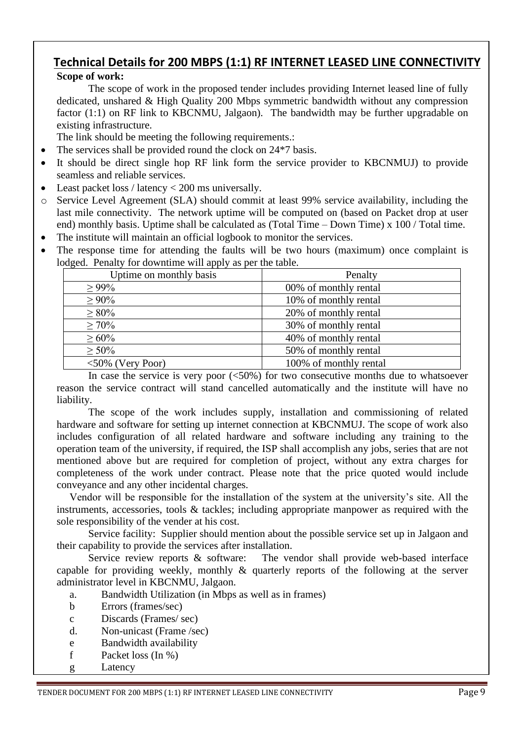## Technical Details for 200 MBPS (1:1) RF INTERNET LEASED LINE CONNECTIVITY

**Scope of work:**

The scope of work in the proposed tender includes providing Internet leased line of fully dedicated, unshared & High Quality 200 Mbps symmetric bandwidth without any compression factor (1:1) on RF link to KBCNMU, Jalgaon). The bandwidth may be further upgradable on existing infrastructure.

The link should be meeting the following requirements.:

- The services shall be provided round the clock on 24*7 basis.
- It should be direct single hop RF link form the service provider to KBCNMUJ) to provide seamless and reliable services.
- Least packet loss / latency < 200 ms universally.
- Service Level Agreement (SLA) should commit at least 99% service availability, including the last mile connectivity. The network uptime will be computed on (based on Packet drop at user end) monthly basis. Uptime shall be calculated as (Total Time – Down Time) x 100 / Total time.
- The institute will maintain an official logbook to monitor the services.
- The response time for attending the faults will be two hours (maximum) once complaint is lodged. Penalty for downtime will apply as per the table.

| Uptime on monthly basis | Penalty |
|---|---|
| ≥ 99% | 00% of monthly rental |
| ≥ 90% | 10% of monthly rental |
| ≥ 80% | 20% of monthly rental |
| ≥ 70% | 30% of monthly rental |
| ≥ 60% | 40% of monthly rental |
| ≥ 50% | 50% of monthly rental |
| <50% (Very Poor) | 100% of monthly rental |

In case the service is very poor (<50%) for two consecutive months due to whatsoever reason the service contract will stand cancelled automatically and the institute will have no liability.

The scope of the work includes supply, installation and commissioning of related hardware and software for setting up internet connection at KBCNMUJ. The scope of work also includes configuration of all related hardware and software including any training to the operation team of the university, if required, the ISP shall accomplish any jobs, series that are not mentioned above but are required for completion of project, without any extra charges for completeness of the work under contract. Please note that the price quoted would include conveyance and any other incidental charges.

Vendor will be responsible for the installation of the system at the university's site. All the instruments, accessories, tools & tackles; including appropriate manpower as required with the sole responsibility of the vender at his cost.

Service facility: Supplier should mention about the possible service set up in Jalgaon and their capability to provide the services after installation.

Service review reports & software: The vendor shall provide web-based interface capable for providing weekly, monthly & quarterly reports of the following at the server administrator level in KBCNMU, Jalgaon.

a. Bandwidth Utilization (in Mbps as well as in frames)
b Errors (frames/sec)
c Discards (Frames/ sec)
d. Non-unicast (Frame /sec)
e Bandwidth availability
f Packet loss (In %)
g Latency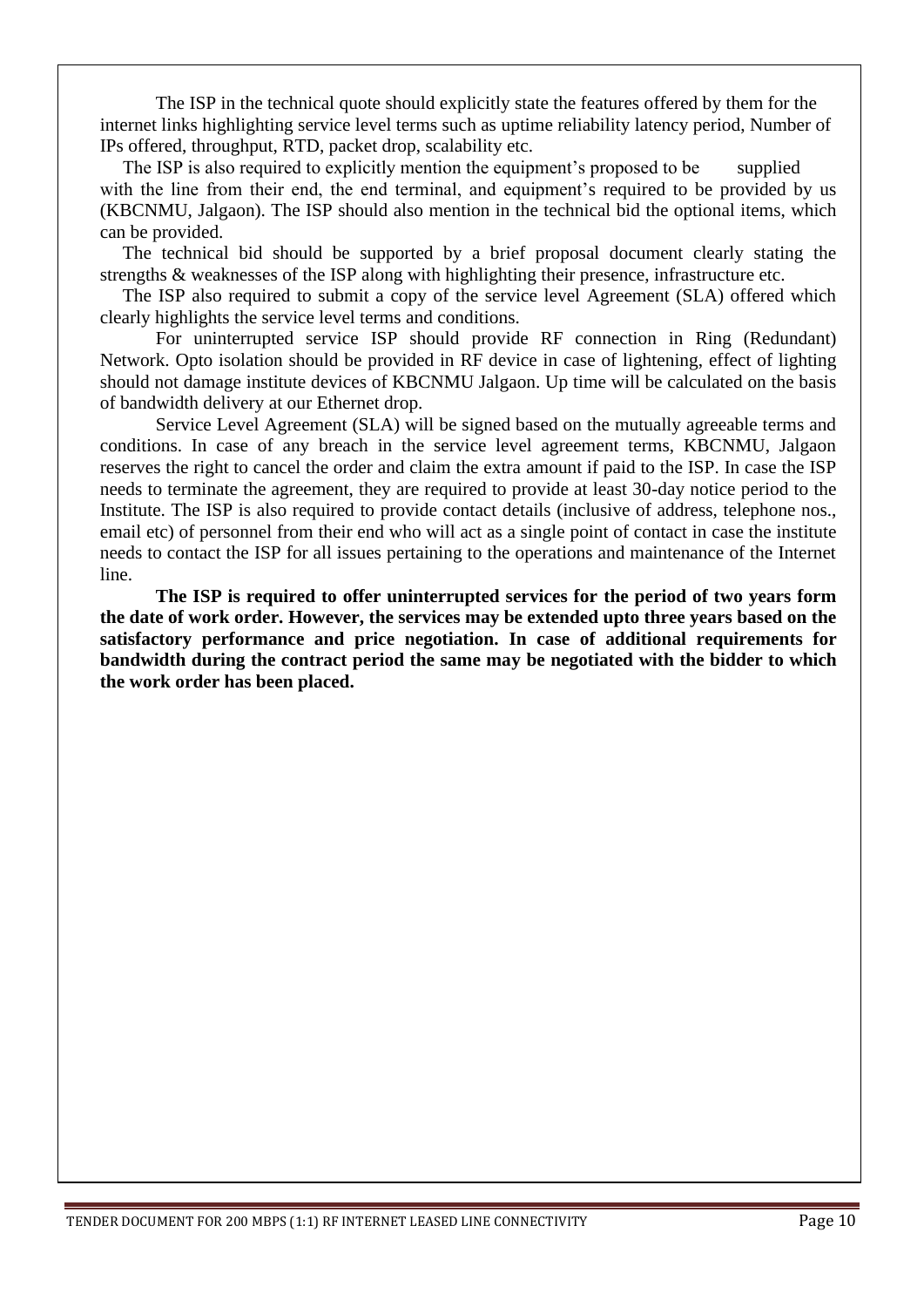The ISP in the technical quote should explicitly state the features offered by them for the internet links highlighting service level terms such as uptime reliability latency period, Number of IPs offered, throughput, RTD, packet drop, scalability etc.

The ISP is also required to explicitly mention the equipment's proposed to be supplied with the line from their end, the end terminal, and equipment's required to be provided by us (KBCNMU, Jalgaon). The ISP should also mention in the technical bid the optional items, which can be provided.

The technical bid should be supported by a brief proposal document clearly stating the strengths & weaknesses of the ISP along with highlighting their presence, infrastructure etc.

The ISP also required to submit a copy of the service level Agreement (SLA) offered which clearly highlights the service level terms and conditions.

For uninterrupted service ISP should provide RF connection in Ring (Redundant) Network. Opto isolation should be provided in RF device in case of lightening, effect of lighting should not damage institute devices of KBCNMU Jalgaon. Up time will be calculated on the basis of bandwidth delivery at our Ethernet drop.

Service Level Agreement (SLA) will be signed based on the mutually agreeable terms and conditions. In case of any breach in the service level agreement terms, KBCNMU, Jalgaon reserves the right to cancel the order and claim the extra amount if paid to the ISP. In case the ISP needs to terminate the agreement, they are required to provide at least 30-day notice period to the Institute. The ISP is also required to provide contact details (inclusive of address, telephone nos., email etc) of personnel from their end who will act as a single point of contact in case the institute needs to contact the ISP for all issues pertaining to the operations and maintenance of the Internet line.

**The ISP is required to offer uninterrupted services for the period of two years form the date of work order. However, the services may be extended upto three years based on the satisfactory performance and price negotiation. In case of additional requirements for bandwidth during the contract period the same may be negotiated with the bidder to which the work order has been placed.**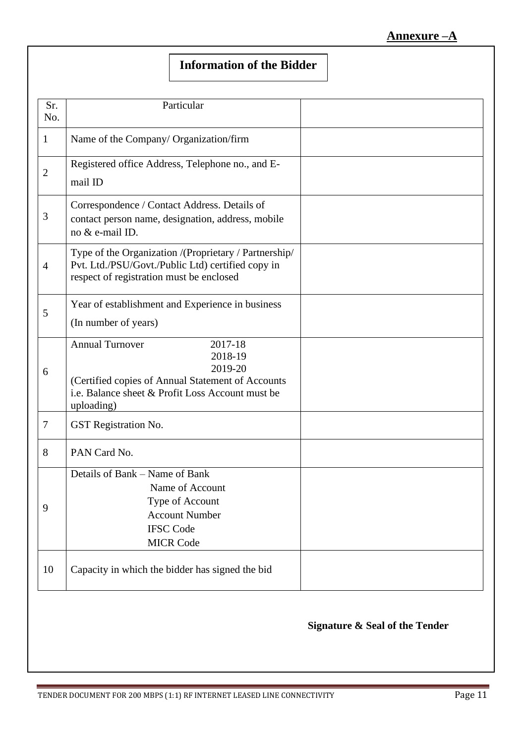**Annexure –A**

## Information of the Bidder

| Sr. No. | Particular | |
|---|---|---|
| 1 | Name of the Company/ Organization/firm | |
| 2 | Registered office Address, Telephone no., and E-mail ID | |
| 3 | Correspondence / Contact Address. Details of contact person name, designation, address, mobile no & e-mail ID. | |
| 4 | Type of the Organization /(Proprietary / Partnership/ Pvt. Ltd./PSU/Govt./Public Ltd) certified copy in respect of registration must be enclosed | |
| 5 | Year of establishment and Experience in business (In number of years) | |
| 6 | Annual Turnover 2017-18<br>2018-19<br>2019-20<br>(Certified copies of Annual Statement of Accounts i.e. Balance sheet & Profit Loss Account must be uploading) | |
| 7 | GST Registration No. | |
| 8 | PAN Card No. | |
| 9 | Details of Bank – Name of Bank<br>Name of Account<br>Type of Account<br>Account Number<br>IFSC Code<br>MICR Code | |
| 10 | Capacity in which the bidder has signed the bid | |

**Signature & Seal of the Tender**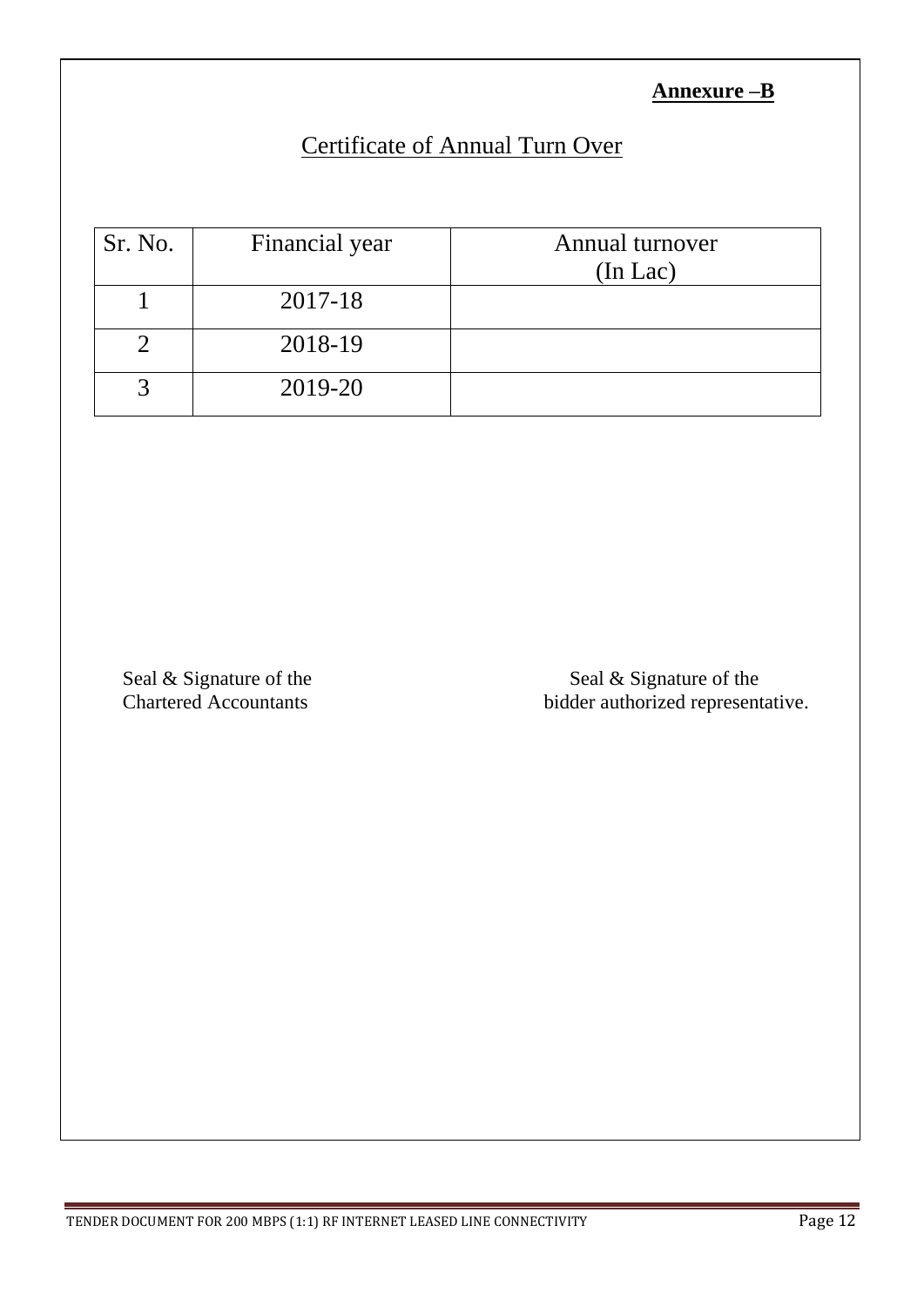**Annexure –B**

# Certificate of Annual Turn Over

| Sr. No. | Financial year | Annual turnover (In Lac) |
|---|---|---|
| 1 | 2017-18 | |
| 2 | 2018-19 | |
| 3 | 2019-20 | |

Seal & Signature of the
Chartered Accountants

Seal & Signature of the
bidder authorized representative.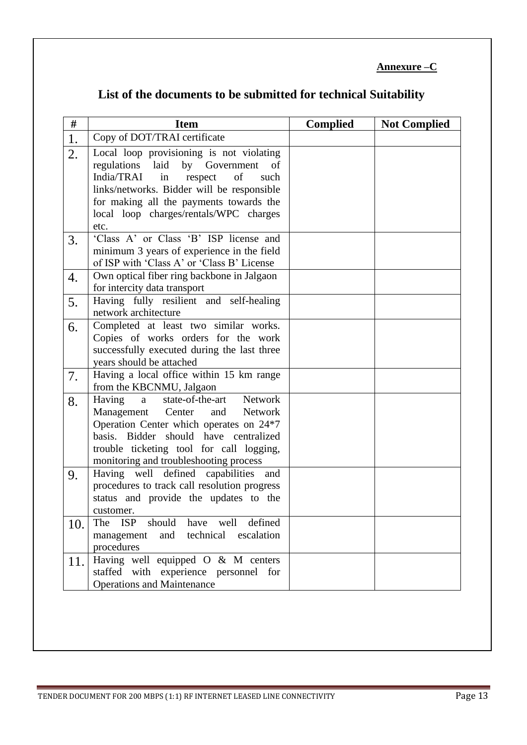**Annexure –C**

## List of the documents to be submitted for technical Suitability

| # | Item | Complied | Not Complied |
|---|---|---|---|
| 1. | Copy of DOT/TRAI certificate | | |
| 2. | Local loop provisioning is not violating regulations laid by Government of India/TRAI in respect of such links/networks. Bidder will be responsible for making all the payments towards the local loop charges/rentals/WPC charges etc. | | |
| 3. | 'Class A' or Class 'B' ISP license and minimum 3 years of experience in the field of ISP with 'Class A' or 'Class B' License | | |
| 4. | Own optical fiber ring backbone in Jalgaon for intercity data transport | | |
| 5. | Having fully resilient and self-healing network architecture | | |
| 6. | Completed at least two similar works. Copies of works orders for the work successfully executed during the last three years should be attached | | |
| 7. | Having a local office within 15 km range from the KBCNMU, Jalgaon | | |
| 8. | Having a state-of-the-art Network Management Center and Network Operation Center which operates on 24*7 basis. Bidder should have centralized trouble ticketing tool for call logging, monitoring and troubleshooting process | | |
| 9. | Having well defined capabilities and procedures to track call resolution progress status and provide the updates to the customer. | | |
| 10. | The ISP should have well defined management and technical escalation procedures | | |
| 11. | Having well equipped O & M centers staffed with experience personnel for Operations and Maintenance | | |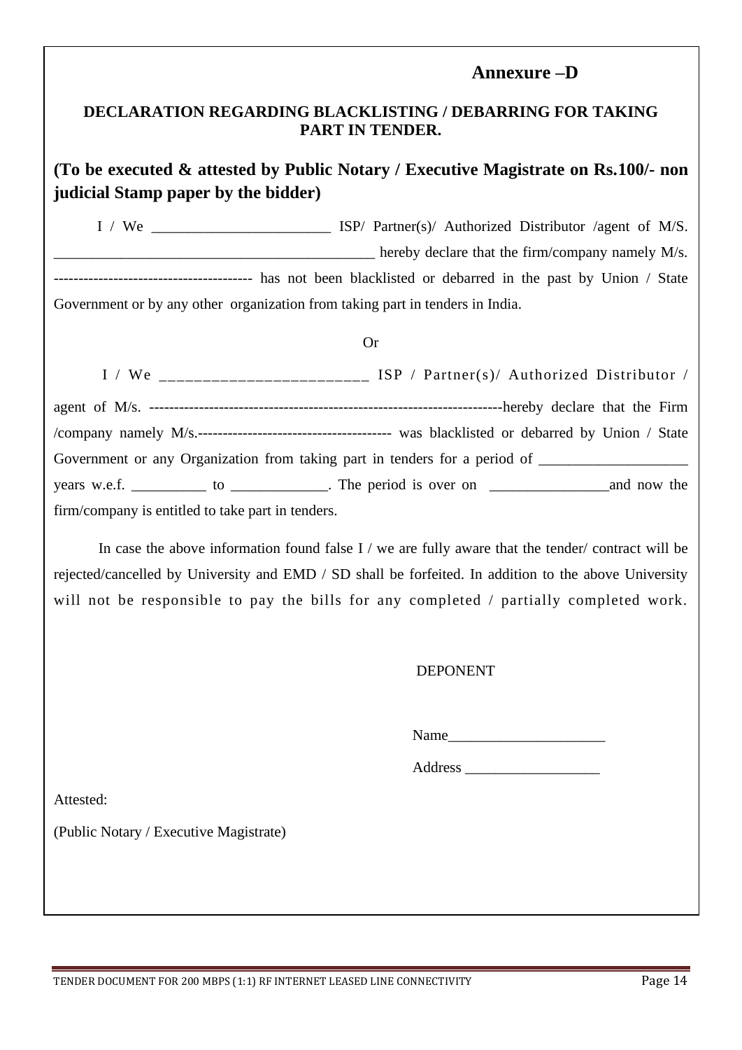**Annexure –D**

**DECLARATION REGARDING BLACKLISTING / DEBARRING FOR TAKING PART IN TENDER.**

**(To be executed & attested by Public Notary / Executive Magistrate on Rs.100/- non judicial Stamp paper by the bidder)**

I / We ________________________ ISP/ Partner(s)/ Authorized Distributor /agent of M/S. ___________________________________________ hereby declare that the firm/company namely M/s. --------------------------------------- has not been blacklisted or debarred in the past by Union / State Government or by any other organization from taking part in tenders in India.

Or

I / We ________________________ ISP / Partner(s)/ Authorized Distributor / agent of M/s. ----------------------------------------------------------------------hereby declare that the Firm /company namely M/s.--------------------------------------- was blacklisted or debarred by Union / State Government or any Organization from taking part in tenders for a period of ___________________ years w.e.f. __________ to _____________. The period is over on ________________and now the firm/company is entitled to take part in tenders.

In case the above information found false I / we are fully aware that the tender/ contract will be rejected/cancelled by University and EMD / SD shall be forfeited. In addition to the above University will not be responsible to pay the bills for any completed / partially completed work.

DEPONENT

Name_____________________

Address __________________

Attested:

(Public Notary / Executive Magistrate)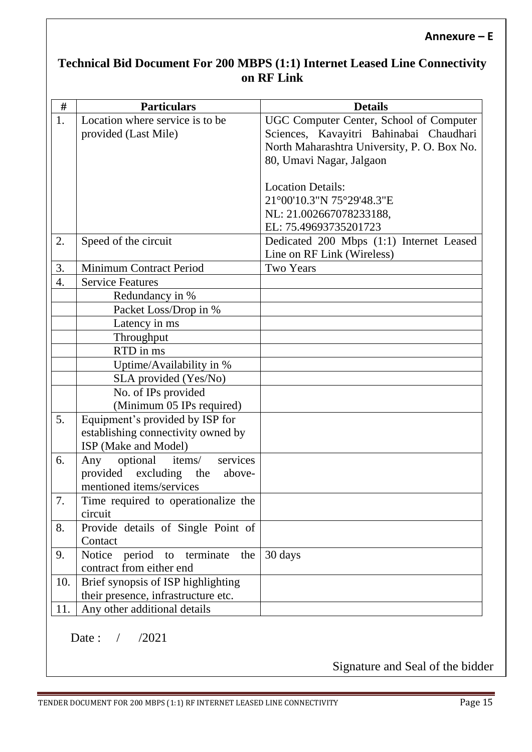**Annexure – E**

## Technical Bid Document For 200 MBPS (1:1) Internet Leased Line Connectivity on RF Link

| # | Particulars | Details |
|---|---|---|
| 1. | Location where service is to be provided (Last Mile) | UGC Computer Center, School of Computer Sciences, Kavayitri Bahinabai Chaudhari North Maharashtra University, P. O. Box No. 80, Umavi Nagar, Jalgaon<br><br>Location Details:<br>21°00'10.3"N 75°29'48.3"E<br>NL: 21.002667078233188,<br>EL: 75.49693735201723 |
| 2. | Speed of the circuit | Dedicated 200 Mbps (1:1) Internet Leased Line on RF Link (Wireless) |
| 3. | Minimum Contract Period | Two Years |
| 4. | Service Features | |
| | Redundancy in % | |
| | Packet Loss/Drop in % | |
| | Latency in ms | |
| | Throughput | |
| | RTD in ms | |
| | Uptime/Availability in % | |
| | SLA provided (Yes/No) | |
| | No. of IPs provided (Minimum 05 IPs required) | |
| 5. | Equipment's provided by ISP for establishing connectivity owned by ISP (Make and Model) | |
| 6. | Any optional items/ services provided excluding the above-mentioned items/services | |
| 7. | Time required to operationalize the circuit | |
| 8. | Provide details of Single Point of Contact | |
| 9. | Notice period to terminate the contract from either end | 30 days |
| 10. | Brief synopsis of ISP highlighting their presence, infrastructure etc. | |
| 11. | Any other additional details | |

Date : / /2021

Signature and Seal of the bidder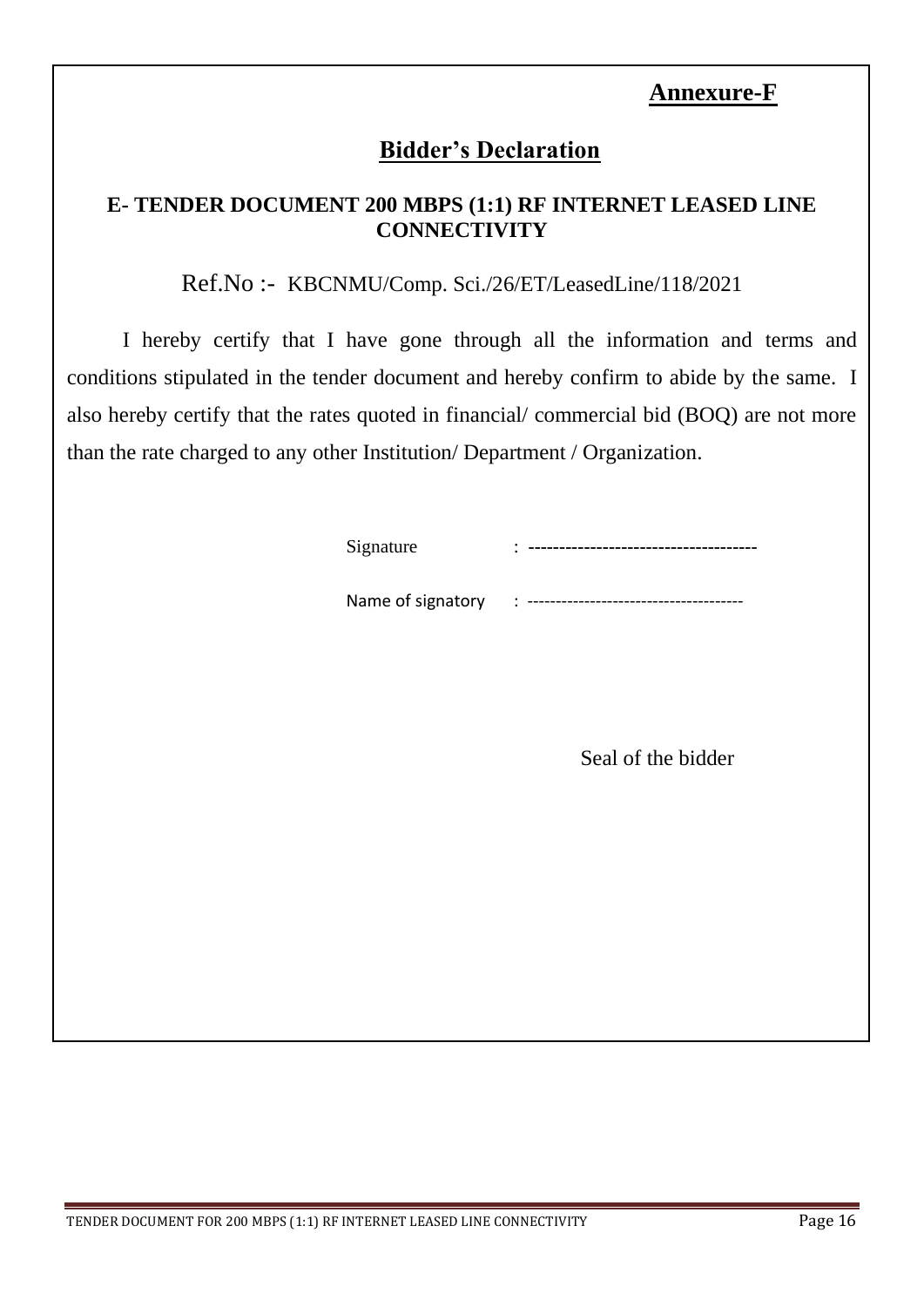**Annexure-F**

## Bidder's Declaration

### E- TENDER DOCUMENT 200 MBPS (1:1) RF INTERNET LEASED LINE CONNECTIVITY

Ref.No :- KBCNMU/Comp. Sci./26/ET/LeasedLine/118/2021

I hereby certify that I have gone through all the information and terms and conditions stipulated in the tender document and hereby confirm to abide by the same. I also hereby certify that the rates quoted in financial/ commercial bid (BOQ) are not more than the rate charged to any other Institution/ Department / Organization.

Signature : -------------------------------------

Name of signatory : -------------------------------------

Seal of the bidder